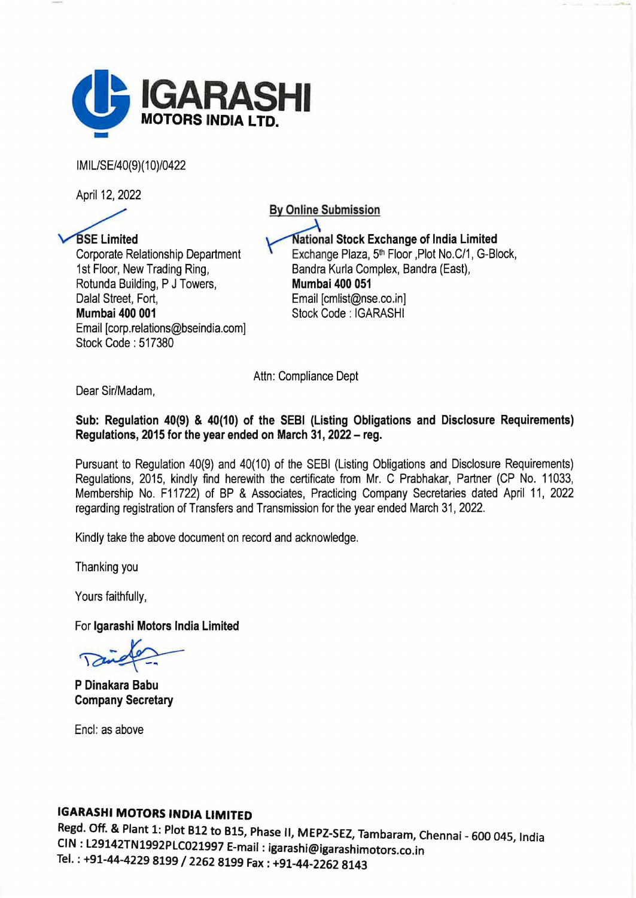# IGARASHI
**MOTORS INDIA LTD.**

IMIL/SE/40(9)(10)/0422

April 12, 2022

**By Online Submission**

**BSE Limited**
Corporate Relationship Department
1st Floor, New Trading Ring,
Rotunda Building, P J Towers,
Dalal Street, Fort,
**Mumbai 400 001**
Email [corp.relations@bseindia.com]
Stock Code : 517380

**National Stock Exchange of India Limited**
Exchange Plaza, 5th Floor ,Plot No.C/1, G-Block,
Bandra Kurla Complex, Bandra (East),
**Mumbai 400 051**
Email [cmlist@nse.co.in]
Stock Code : IGARASHI

Attn: Compliance Dept

Dear Sir/Madam,

**Sub: Regulation 40(9) & 40(10) of the SEBI (Listing Obligations and Disclosure Requirements) Regulations, 2015 for the year ended on March 31, 2022 – reg.**

Pursuant to Regulation 40(9) and 40(10) of the SEBI (Listing Obligations and Disclosure Requirements) Regulations, 2015, kindly find herewith the certificate from Mr. C Prabhakar, Partner (CP No. 11033, Membership No. F11722) of BP & Associates, Practicing Company Secretaries dated April 11, 2022 regarding registration of Transfers and Transmission for the year ended March 31, 2022.

Kindly take the above document on record and acknowledge.

Thanking you

Yours faithfully,

For **Igarashi Motors India Limited**

**P Dinakara Babu**
**Company Secretary**

Encl: as above

**IGARASHI MOTORS INDIA LIMITED**
Regd. Off. & Plant 1: Plot B12 to B15, Phase II, MEPZ-SEZ, Tambaram, Chennai - 600 045, India
CIN : L29142TN1992PLC021997 E-mail : igarashi@igarashimotors.co.in
Tel. : +91-44-4229 8199 / 2262 8199 Fax : +91-44-2262 8143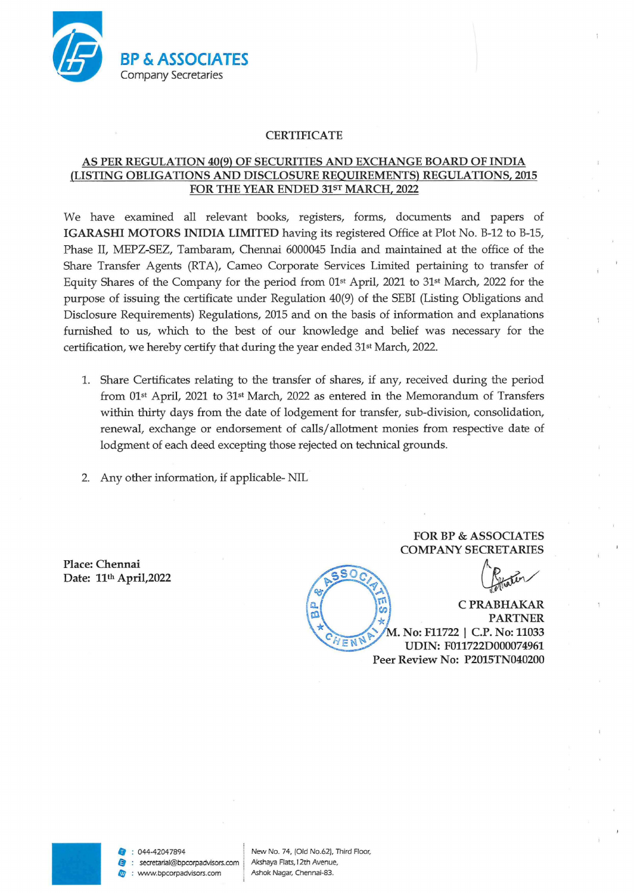**BP & ASSOCIATES**
Company Secretaries

## CERTIFICATE

### AS PER REGULATION 40(9) OF SECURITIES AND EXCHANGE BOARD OF INDIA (LISTING OBLIGATIONS AND DISCLOSURE REQUIREMENTS) REGULATIONS, 2015 FOR THE YEAR ENDED 31ST MARCH, 2022

We have examined all relevant books, registers, forms, documents and papers of **IGARASHI MOTORS INDIA LIMITED** having its registered Office at Plot No. B-12 to B-15, Phase II, MEPZ-SEZ, Tambaram, Chennai 6000045 India and maintained at the office of the Share Transfer Agents (RTA), Cameo Corporate Services Limited pertaining to transfer of Equity Shares of the Company for the period from 01st April, 2021 to 31st March, 2022 for the purpose of issuing the certificate under Regulation 40(9) of the SEBI (Listing Obligations and Disclosure Requirements) Regulations, 2015 and on the basis of information and explanations furnished to us, which to the best of our knowledge and belief was necessary for the certification, we hereby certify that during the year ended 31st March, 2022.

1. Share Certificates relating to the transfer of shares, if any, received during the period from 01st April, 2021 to 31st March, 2022 as entered in the Memorandum of Transfers within thirty days from the date of lodgement for transfer, sub-division, consolidation, renewal, exchange or endorsement of calls/allotment monies from respective date of lodgment of each deed excepting those rejected on technical grounds.

2. Any other information, if applicable- NIL

FOR BP & ASSOCIATES
COMPANY SECRETARIES

**Place: Chennai**
**Date: 11th April,2022**

C PRABHAKAR
PARTNER
M. No: F11722 | C.P. No: 11033
UDIN: F011722D000074961
Peer Review No: P2015TN040200

044-42047894
secretarial@bpcorpadvisors.com
www.bpcorpadvisors.com

New No. 74, (Old No.62), Third Floor, Akshaya Flats, 12th Avenue, Ashok Nagar, Chennai-83.